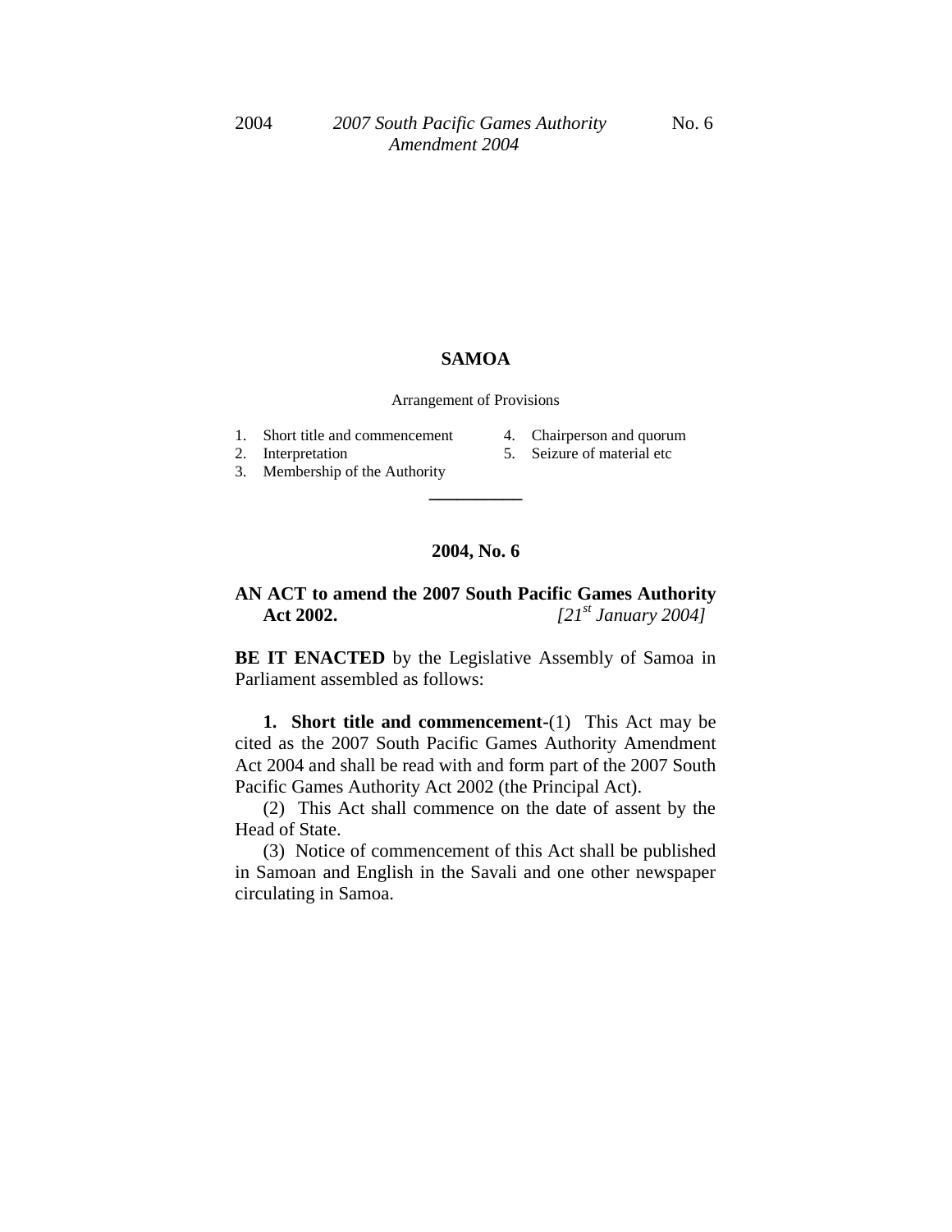# SAMOA

Arrangement of Provisions

1. Short title and commencement
2. Interpretation
3. Membership of the Authority
4. Chairperson and quorum
5. Seizure of material etc

---

## 2004, No. 6

**AN ACT to amend the 2007 South Pacific Games Authority Act 2002.** *[21st January 2004]*

**BE IT ENACTED** by the Legislative Assembly of Samoa in Parliament assembled as follows:

**1. Short title and commencement**-(1) This Act may be cited as the 2007 South Pacific Games Authority Amendment Act 2004 and shall be read with and form part of the 2007 South Pacific Games Authority Act 2002 (the Principal Act).

(2) This Act shall commence on the date of assent by the Head of State.

(3) Notice of commencement of this Act shall be published in Samoan and English in the Savali and one other newspaper circulating in Samoa.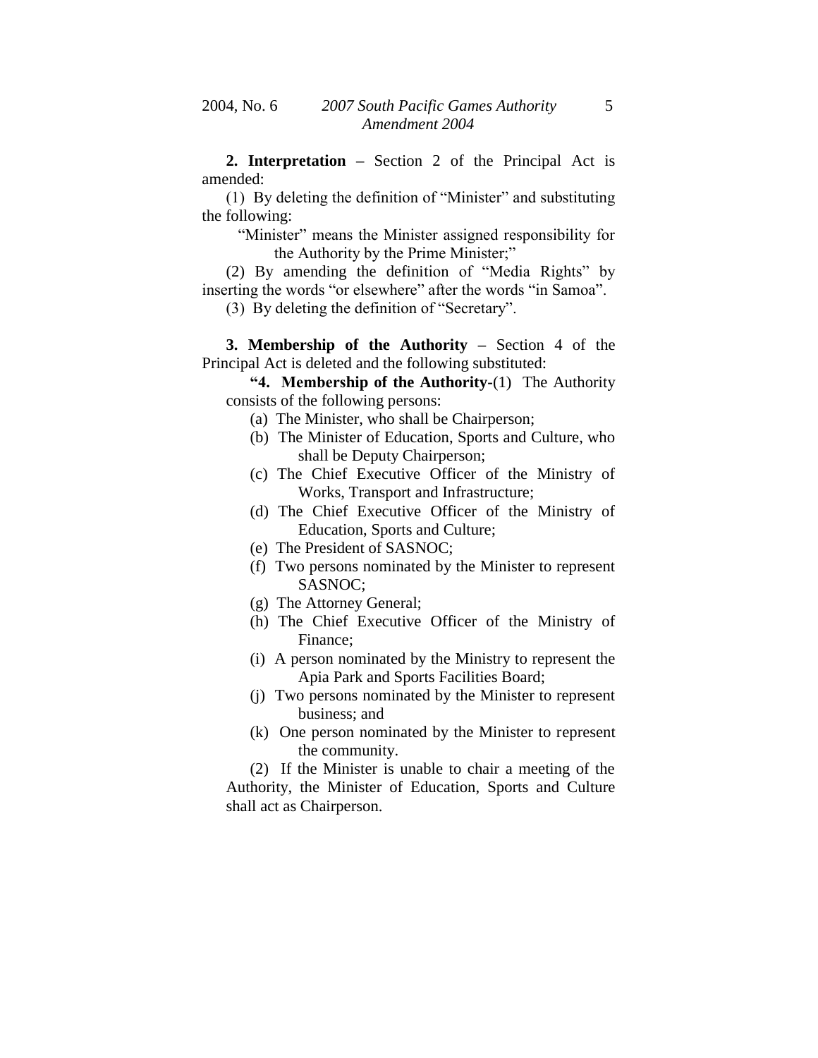**2. Interpretation –** Section 2 of the Principal Act is amended:

(1) By deleting the definition of "Minister" and substituting the following:

> "Minister" means the Minister assigned responsibility for the Authority by the Prime Minister;"

(2) By amending the definition of "Media Rights" by inserting the words "or elsewhere" after the words "in Samoa".

(3) By deleting the definition of "Secretary".

**3. Membership of the Authority –** Section 4 of the Principal Act is deleted and the following substituted:

> **"4. Membership of the Authority**-(1) The Authority consists of the following persons:
>
> (a) The Minister, who shall be Chairperson;
>
> (b) The Minister of Education, Sports and Culture, who shall be Deputy Chairperson;
>
> (c) The Chief Executive Officer of the Ministry of Works, Transport and Infrastructure;
>
> (d) The Chief Executive Officer of the Ministry of Education, Sports and Culture;
>
> (e) The President of SASNOC;
>
> (f) Two persons nominated by the Minister to represent SASNOC;
>
> (g) The Attorney General;
>
> (h) The Chief Executive Officer of the Ministry of Finance;
>
> (i) A person nominated by the Ministry to represent the Apia Park and Sports Facilities Board;
>
> (j) Two persons nominated by the Minister to represent business; and
>
> (k) One person nominated by the Minister to represent the community.
>
> (2) If the Minister is unable to chair a meeting of the Authority, the Minister of Education, Sports and Culture shall act as Chairperson.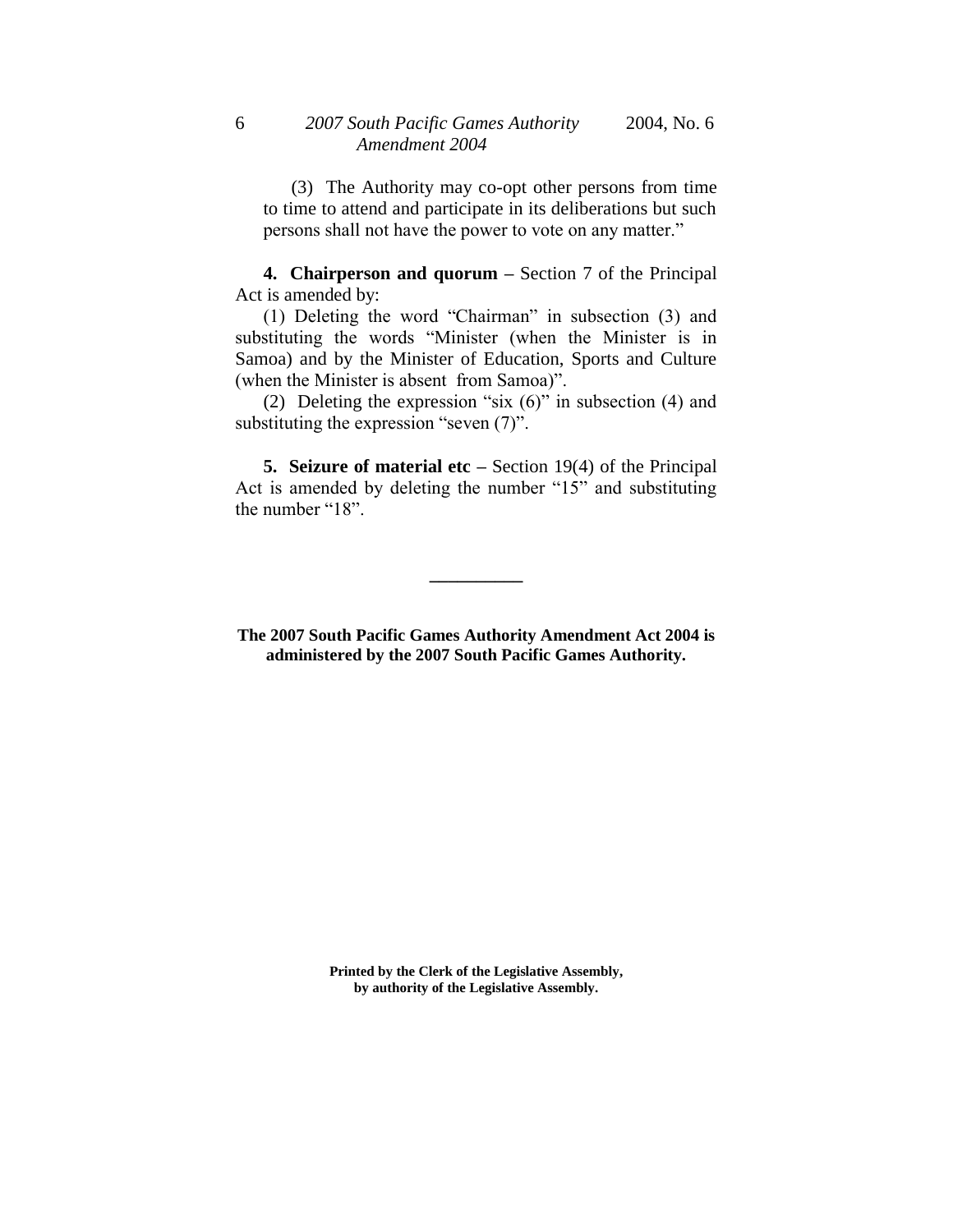(3) The Authority may co-opt other persons from time to time to attend and participate in its deliberations but such persons shall not have the power to vote on any matter."

**4. Chairperson and quorum –** Section 7 of the Principal Act is amended by:

(1) Deleting the word "Chairman" in subsection (3) and substituting the words "Minister (when the Minister is in Samoa) and by the Minister of Education, Sports and Culture (when the Minister is absent from Samoa)".

(2) Deleting the expression "six (6)" in subsection (4) and substituting the expression "seven (7)".

**5. Seizure of material etc –** Section 19(4) of the Principal Act is amended by deleting the number "15" and substituting the number "18".

---

**The 2007 South Pacific Games Authority Amendment Act 2004 is administered by the 2007 South Pacific Games Authority.**

**Printed by the Clerk of the Legislative Assembly, by authority of the Legislative Assembly.**